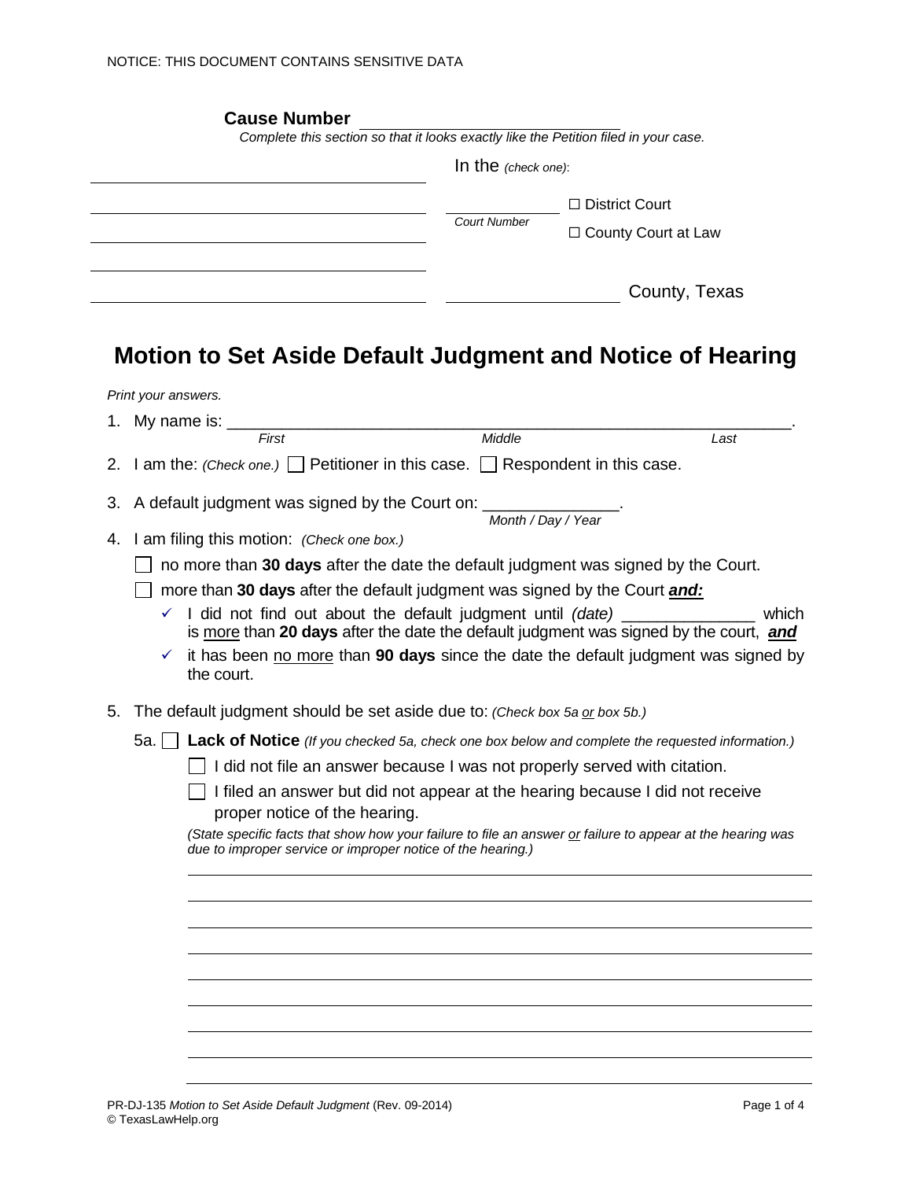NOTICE: THIS DOCUMENT CONTAINS SENSITIVE DATA

**Cause Number** ____________________________

*Complete this section so that it looks exactly like the Petition filed in your case.*

| | In the *(check one)*: |
|---|---|
| ______________________________ | |
| ______________________________ | ____________ ☐ District Court |
| ______________________________ | *Court Number* ☐ County Court at Law |
| ______________________________ | |
| ______________________________ | ______________ County, Texas |

# Motion to Set Aside Default Judgment and Notice of Hearing

*Print your answers.*

1. My name is: ____________________________________________________________.
   *First* *Middle* *Last*

2. I am the: *(Check one.)* ☐ Petitioner in this case. ☐ Respondent in this case.

3. A default judgment was signed by the Court on: ______________.
   *Month / Day / Year*

4. I am filing this motion: *(Check one box.)*

   ☐ no more than **30 days** after the date the default judgment was signed by the Court.

   ☐ more than **30 days** after the default judgment was signed by the Court ***and:***

   - ✓ I did not find out about the default judgment until *(date)* ______________ which is more than **20 days** after the date the default judgment was signed by the court, ***and***
   - ✓ it has been no more than **90 days** since the date the default judgment was signed by the court.

5. The default judgment should be set aside due to: *(Check box 5a or box 5b.)*

   5a. ☐ **Lack of Notice** *(If you checked 5a, check one box below and complete the requested information.)*

   ☐ I did not file an answer because I was not properly served with citation.

   ☐ I filed an answer but did not appear at the hearing because I did not receive proper notice of the hearing.

   *(State specific facts that show how your failure to file an answer or failure to appear at the hearing was due to improper service or improper notice of the hearing.)*

   ______________________________________________________________________

   ______________________________________________________________________

   ______________________________________________________________________

   ______________________________________________________________________

   ______________________________________________________________________

   ______________________________________________________________________

   ______________________________________________________________________

   ______________________________________________________________________

   ______________________________________________________________________

PR-DJ-135 *Motion to Set Aside Default Judgment* (Rev. 09-2014)
© TexasLawHelp.org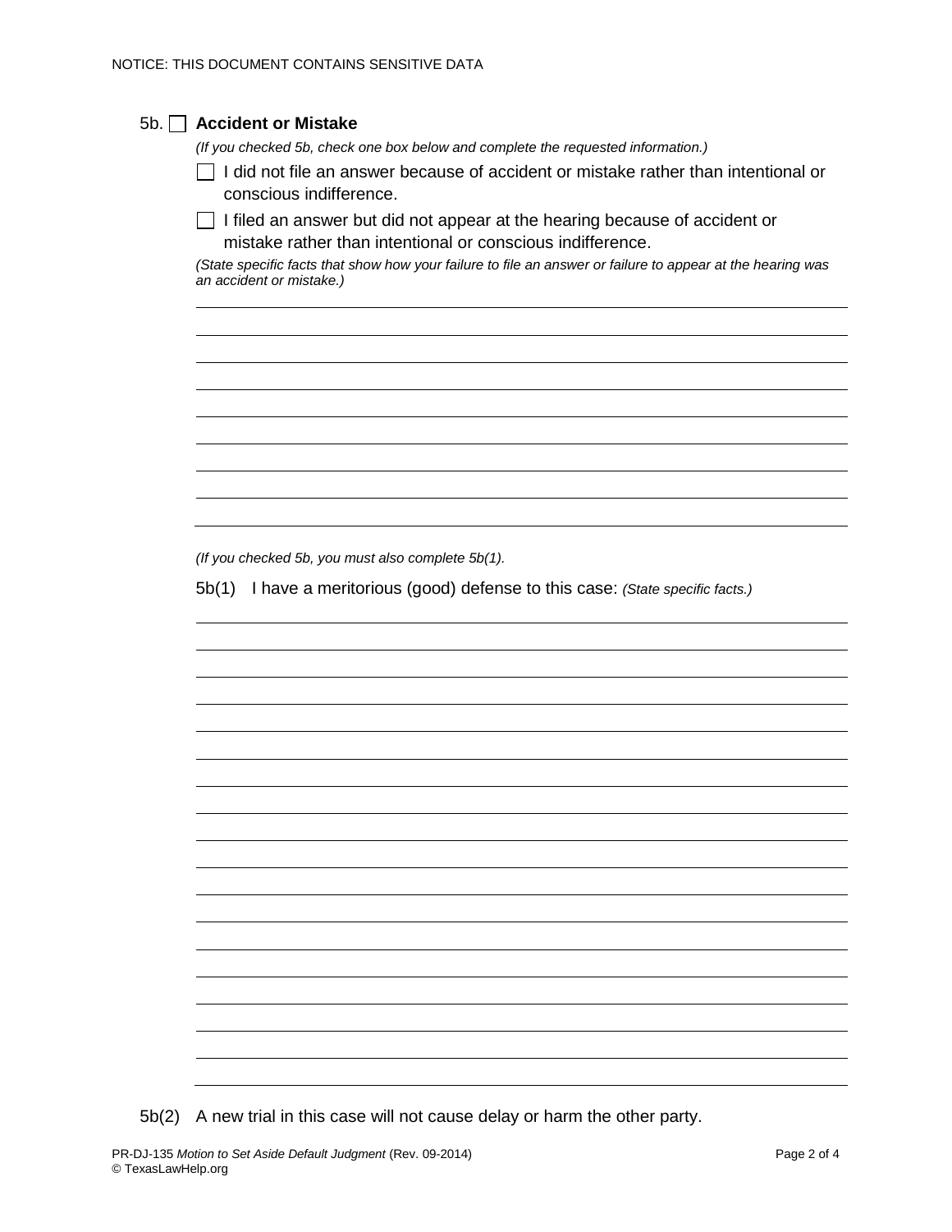NOTICE: THIS DOCUMENT CONTAINS SENSITIVE DATA

5b. ☐ **Accident or Mistake**

*(If you checked 5b, check one box below and complete the requested information.)*

☐ I did not file an answer because of accident or mistake rather than intentional or conscious indifference.

☐ I filed an answer but did not appear at the hearing because of accident or mistake rather than intentional or conscious indifference.

*(State specific facts that show how your failure to file an answer or failure to appear at the hearing was an accident or mistake.)*

______________________________________________________________________

______________________________________________________________________

______________________________________________________________________

______________________________________________________________________

______________________________________________________________________

______________________________________________________________________

______________________________________________________________________

______________________________________________________________________

*(If you checked 5b, you must also complete 5b(1).*

5b(1) I have a meritorious (good) defense to this case: *(State specific facts.)*

______________________________________________________________________

______________________________________________________________________

______________________________________________________________________

______________________________________________________________________

______________________________________________________________________

______________________________________________________________________

______________________________________________________________________

______________________________________________________________________

______________________________________________________________________

______________________________________________________________________

______________________________________________________________________

______________________________________________________________________

______________________________________________________________________

______________________________________________________________________

______________________________________________________________________

______________________________________________________________________

______________________________________________________________________

______________________________________________________________________

5b(2) A new trial in this case will not cause delay or harm the other party.

PR-DJ-135 *Motion to Set Aside Default Judgment* (Rev. 09-2014)
© TexasLawHelp.org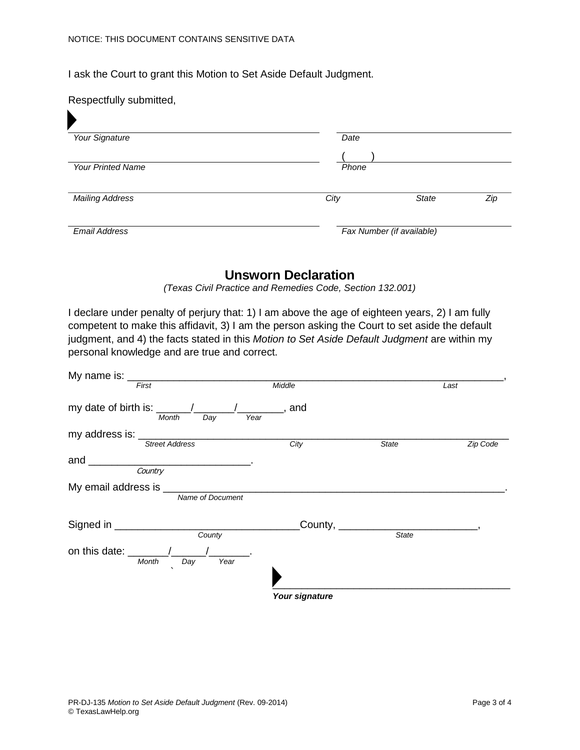NOTICE: THIS DOCUMENT CONTAINS SENSITIVE DATA

I ask the Court to grant this Motion to Set Aside Default Judgment.

Respectfully submitted,

| | |
|---|---|
| ___________________________ | ___________________________ |
| *Your Signature* | *Date* |
| ___________________________ | (____) ______________________ |
| *Your Printed Name* | *Phone* |
| ___________________________ | ___________________________ |
| *Mailing Address* | *City* *State* *Zip* |
| ___________________________ | ___________________________ |
| *Email Address* | *Fax Number (if available)* |

## Unsworn Declaration

*(Texas Civil Practice and Remedies Code, Section 132.001)*

I declare under penalty of perjury that: 1) I am above the age of eighteen years, 2) I am fully competent to make this affidavit, 3) I am the person asking the Court to set aside the default judgment, and 4) the facts stated in this *Motion to Set Aside Default Judgment* are within my personal knowledge and are true and correct.

My name is: ______________________________________________________,
*First* *Middle* *Last*

my date of birth is: ______/_______/________, and
*Month* *Day* *Year*

my address is: ______________________________________________________
*Street Address* *City* *State* *Zip Code*

and ____________________________.
*Country*

My email address is ______________________________________________.
*Name of Document*

Signed in _______________________________County, _______________________,
*County* *State*

on this date: _______/______/_______.
*Month* *Day* *Year*

________________________________________
**Your signature**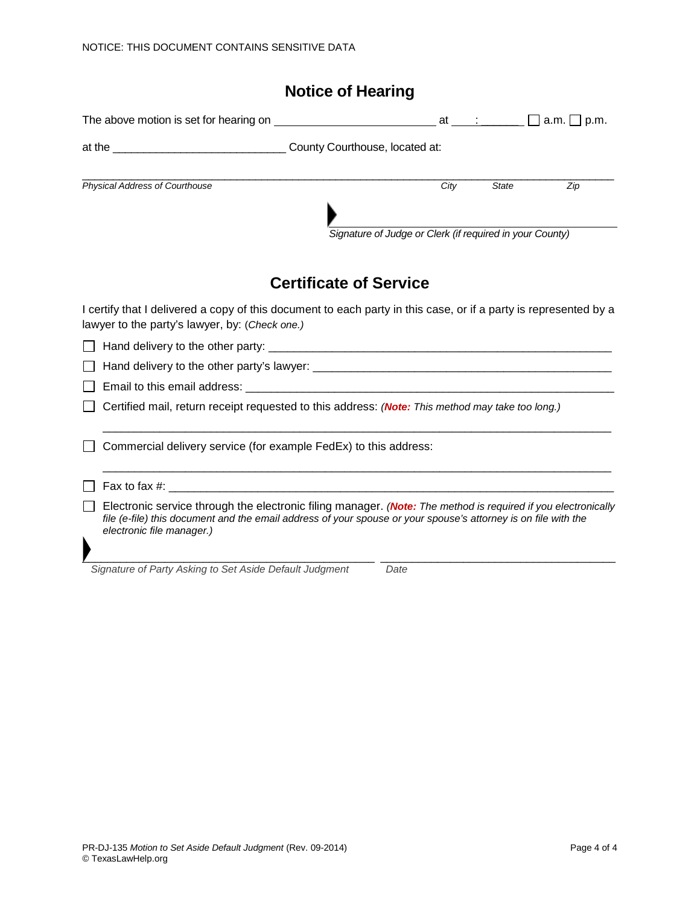NOTICE: THIS DOCUMENT CONTAINS SENSITIVE DATA

## Notice of Hearing

The above motion is set for hearing on _________________________ at ____:______ ☐ a.m. ☐ p.m.

at the ___________________________ County Courthouse, located at:

___________________________________________________________________________

*Physical Address of Courthouse* *City* *State* *Zip*

___________________________________________

*Signature of Judge or Clerk (if required in your County)*

## Certificate of Service

I certify that I delivered a copy of this document to each party in this case, or if a party is represented by a lawyer to the party's lawyer, by: (*Check one.)*

☐ Hand delivery to the other party: ___________________________________________________

☐ Hand delivery to the other party's lawyer: ____________________________________________

☐ Email to this email address: ______________________________________________________

☐ Certified mail, return receipt requested to this address: *(**Note:** This method may take too long.)*

___________________________________________________________________________

☐ Commercial delivery service (for example FedEx) to this address:

___________________________________________________________________________

☐ Fax to fax #: ____________________________________________________________________

☐ Electronic service through the electronic filing manager. *(**Note:** The method is required if you electronically file (e-file) this document and the email address of your spouse or your spouse's attorney is on file with the electronic file manager.)*

___________________________________________ ___________________________________

*Signature of Party Asking to Set Aside Default Judgment* *Date*

PR-DJ-135 *Motion to Set Aside Default Judgment* (Rev. 09-2014)
© TexasLawHelp.org